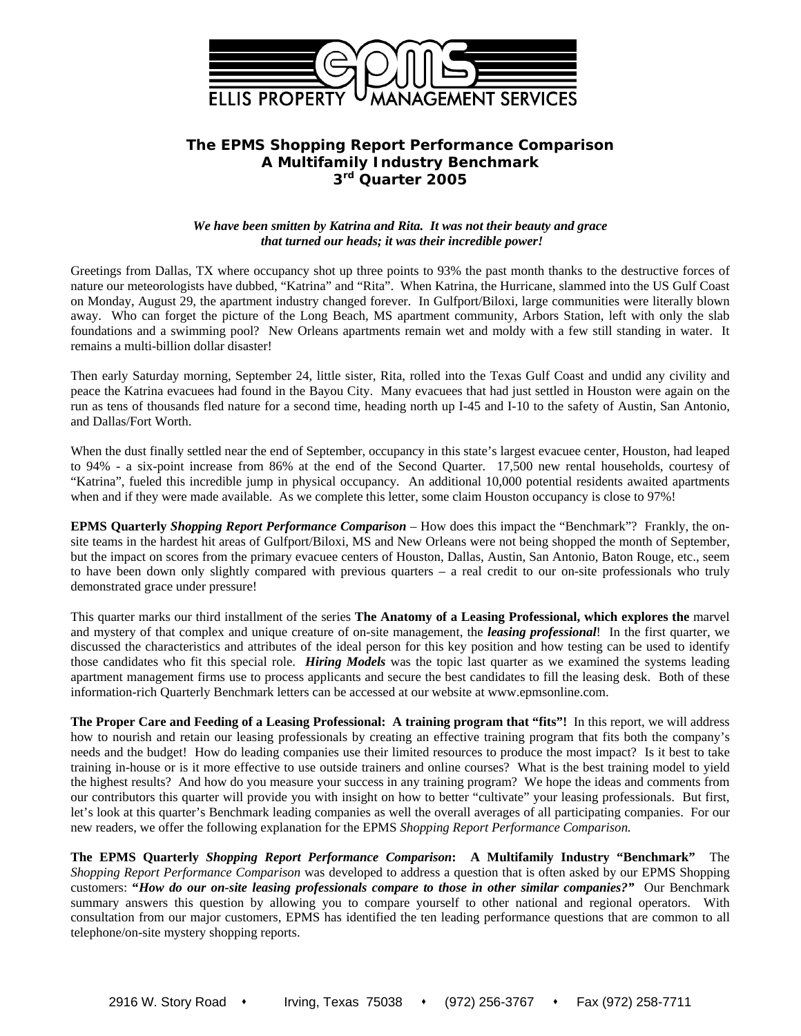ELLIS PROPERTY MANAGEMENT SERVICES

# The EPMS Shopping Report Performance Comparison
## A Multifamily Industry Benchmark
## 3rd Quarter 2005

***We have been smitten by Katrina and Rita. It was not their beauty and grace that turned our heads; it was their incredible power!***

Greetings from Dallas, TX where occupancy shot up three points to 93% the past month thanks to the destructive forces of nature our meteorologists have dubbed, "Katrina" and "Rita". When Katrina, the Hurricane, slammed into the US Gulf Coast on Monday, August 29, the apartment industry changed forever. In Gulfport/Biloxi, large communities were literally blown away. Who can forget the picture of the Long Beach, MS apartment community, Arbors Station, left with only the slab foundations and a swimming pool? New Orleans apartments remain wet and moldy with a few still standing in water. It remains a multi-billion dollar disaster!

Then early Saturday morning, September 24, little sister, Rita, rolled into the Texas Gulf Coast and undid any civility and peace the Katrina evacuees had found in the Bayou City. Many evacuees that had just settled in Houston were again on the run as tens of thousands fled nature for a second time, heading north up I-45 and I-10 to the safety of Austin, San Antonio, and Dallas/Fort Worth.

When the dust finally settled near the end of September, occupancy in this state's largest evacuee center, Houston, had leaped to 94% - a six-point increase from 86% at the end of the Second Quarter. 17,500 new rental households, courtesy of "Katrina", fueled this incredible jump in physical occupancy. An additional 10,000 potential residents awaited apartments when and if they were made available. As we complete this letter, some claim Houston occupancy is close to 97%!

**EPMS Quarterly *Shopping Report Performance Comparison*** – How does this impact the "Benchmark"? Frankly, the on-site teams in the hardest hit areas of Gulfport/Biloxi, MS and New Orleans were not being shopped the month of September, but the impact on scores from the primary evacuee centers of Houston, Dallas, Austin, San Antonio, Baton Rouge, etc., seem to have been down only slightly compared with previous quarters – a real credit to our on-site professionals who truly demonstrated grace under pressure!

This quarter marks our third installment of the series **The Anatomy of a Leasing Professional, which explores the** marvel and mystery of that complex and unique creature of on-site management, the ***leasing professional***! In the first quarter, we discussed the characteristics and attributes of the ideal person for this key position and how testing can be used to identify those candidates who fit this special role. ***Hiring Models*** was the topic last quarter as we examined the systems leading apartment management firms use to process applicants and secure the best candidates to fill the leasing desk. Both of these information-rich Quarterly Benchmark letters can be accessed at our website at www.epmsonline.com.

**The Proper Care and Feeding of a Leasing Professional: A training program that "fits"!** In this report, we will address how to nourish and retain our leasing professionals by creating an effective training program that fits both the company's needs and the budget! How do leading companies use their limited resources to produce the most impact? Is it best to take training in-house or is it more effective to use outside trainers and online courses? What is the best training model to yield the highest results? And how do you measure your success in any training program? We hope the ideas and comments from our contributors this quarter will provide you with insight on how to better "cultivate" your leasing professionals. But first, let's look at this quarter's Benchmark leading companies as well the overall averages of all participating companies. For our new readers, we offer the following explanation for the EPMS *Shopping Report Performance Comparison.*

**The EPMS Quarterly *Shopping Report Performance Comparison*: A Multifamily Industry "Benchmark"** The *Shopping Report Performance Comparison* was developed to address a question that is often asked by our EPMS Shopping customers: ***"How do our on-site leasing professionals compare to those in other similar companies?"*** Our Benchmark summary answers this question by allowing you to compare yourself to other national and regional operators. With consultation from our major customers, EPMS has identified the ten leading performance questions that are common to all telephone/on-site mystery shopping reports.

2916 W. Story Road • Irving, Texas 75038 • (972) 256-3767 • Fax (972) 258-7711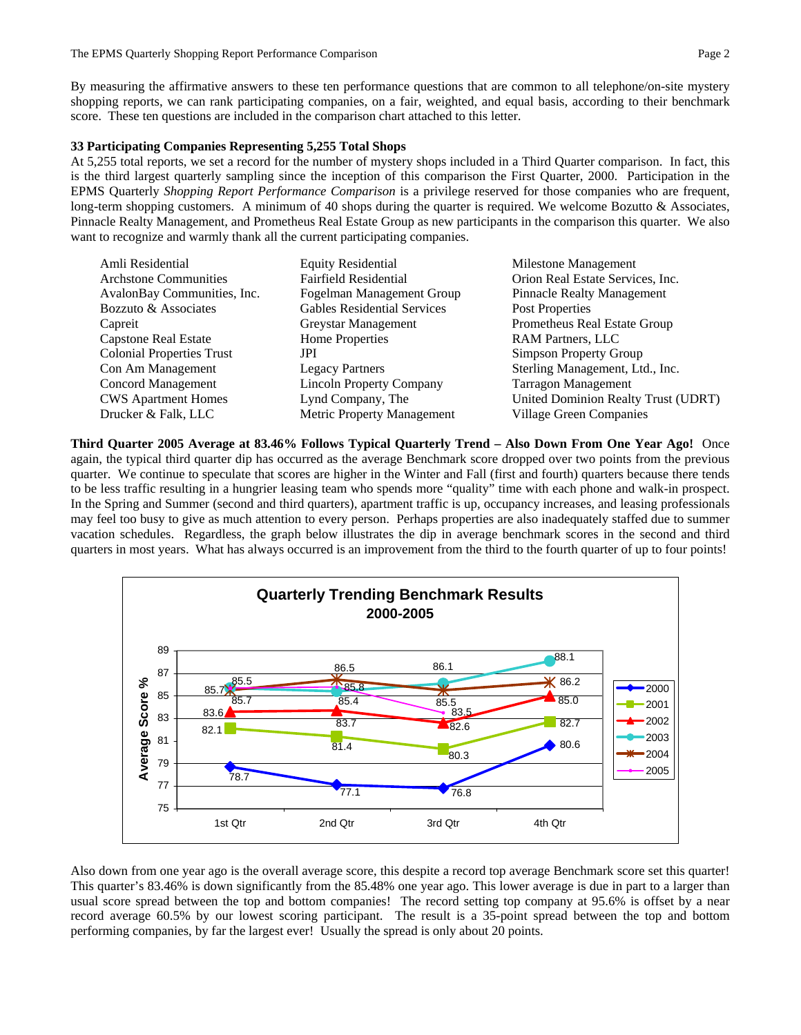By measuring the affirmative answers to these ten performance questions that are common to all telephone/on-site mystery shopping reports, we can rank participating companies, on a fair, weighted, and equal basis, according to their benchmark score. These ten questions are included in the comparison chart attached to this letter.

**33 Participating Companies Representing 5,255 Total Shops**

At 5,255 total reports, we set a record for the number of mystery shops included in a Third Quarter comparison. In fact, this is the third largest quarterly sampling since the inception of this comparison the First Quarter, 2000. Participation in the EPMS Quarterly *Shopping Report Performance Comparison* is a privilege reserved for those companies who are frequent, long-term shopping customers. A minimum of 40 shops during the quarter is required. We welcome Bozutto & Associates, Pinnacle Realty Management, and Prometheus Real Estate Group as new participants in the comparison this quarter. We also want to recognize and warmly thank all the current participating companies.

| | | |
|---|---|---|
| Amli Residential | Equity Residential | Milestone Management |
| Archstone Communities | Fairfield Residential | Orion Real Estate Services, Inc. |
| AvalonBay Communities, Inc. | Fogelman Management Group | Pinnacle Realty Management |
| Bozzuto & Associates | Gables Residential Services | Post Properties |
| Capreit | Greystar Management | Prometheus Real Estate Group |
| Capstone Real Estate | Home Properties | RAM Partners, LLC |
| Colonial Properties Trust | JPI | Simpson Property Group |
| Con Am Management | Legacy Partners | Sterling Management, Ltd., Inc. |
| Concord Management | Lincoln Property Company | Tarragon Management |
| CWS Apartment Homes | Lynd Company, The | United Dominion Realty Trust (UDRT) |
| Drucker & Falk, LLC | Metric Property Management | Village Green Companies |

**Third Quarter 2005 Average at 83.46% Follows Typical Quarterly Trend – Also Down From One Year Ago!** Once again, the typical third quarter dip has occurred as the average Benchmark score dropped over two points from the previous quarter. We continue to speculate that scores are higher in the Winter and Fall (first and fourth) quarters because there tends to be less traffic resulting in a hungrier leasing team who spends more "quality" time with each phone and walk-in prospect. In the Spring and Summer (second and third quarters), apartment traffic is up, occupancy increases, and leasing professionals may feel too busy to give as much attention to every person. Perhaps properties are also inadequately staffed due to summer vacation schedules. Regardless, the graph below illustrates the dip in average benchmark scores in the second and third quarters in most years. What has always occurred is an improvement from the third to the fourth quarter of up to four points!

Quarterly Trending Benchmark Results
2000-2005

Average Score %
89
87
85
83
81
79
77
75

1st Qtr
2nd Qtr
3rd Qtr
4th Qtr

2000
2001
2002
2003
2004
2005

85.5
85.7
85.7
83.6
82.1
78.7
86.5
85.8
85.4
83.7
81.4
77.1
86.1
85.5
83.5
82.6
80.3
76.8
88.1
86.2
85.0
82.7
80.6

Also down from one year ago is the overall average score, this despite a record top average Benchmark score set this quarter! This quarter's 83.46% is down significantly from the 85.48% one year ago. This lower average is due in part to a larger than usual score spread between the top and bottom companies! The record setting top company at 95.6% is offset by a near record average 60.5% by our lowest scoring participant. The result is a 35-point spread between the top and bottom performing companies, by far the largest ever! Usually the spread is only about 20 points.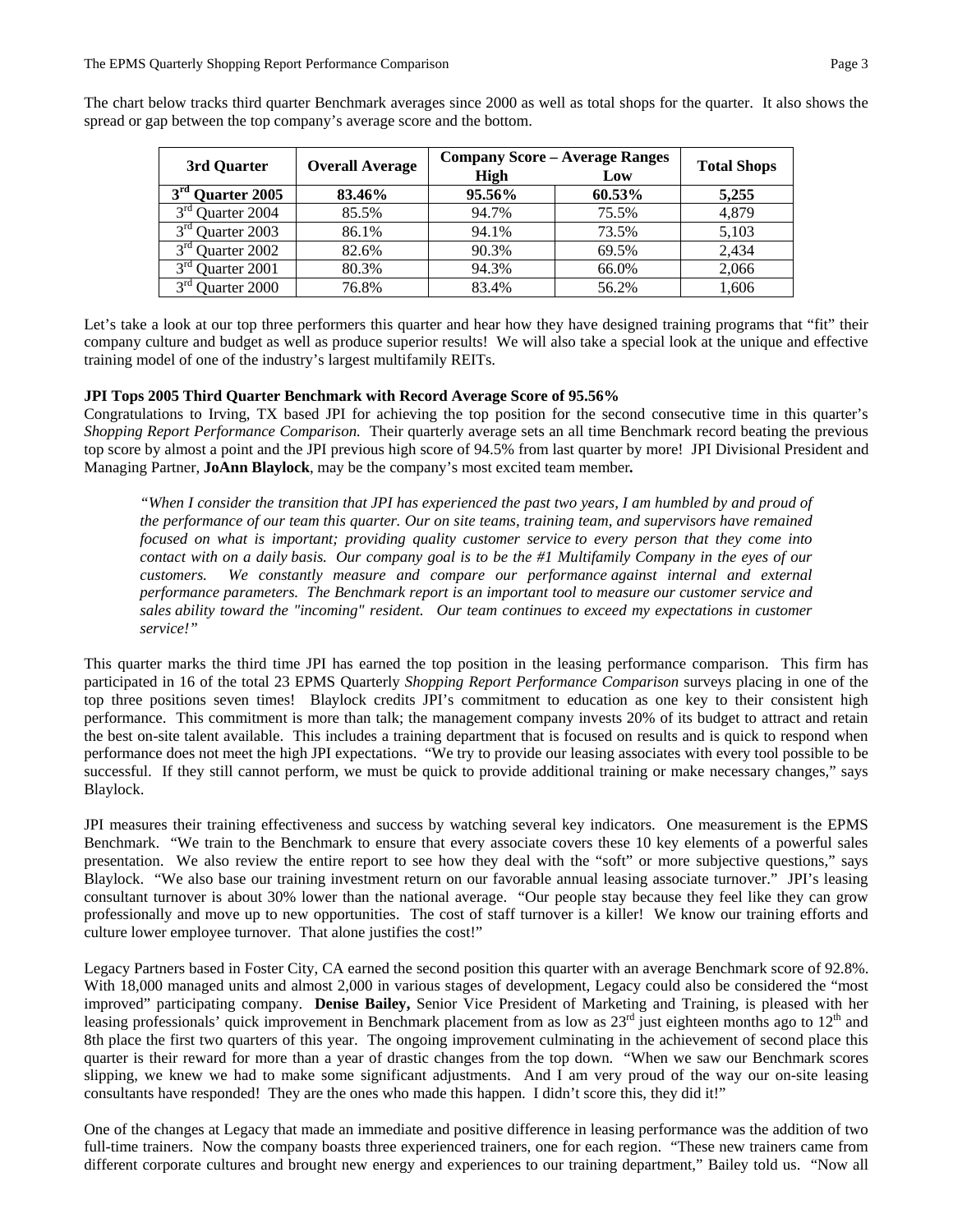The chart below tracks third quarter Benchmark averages since 2000 as well as total shops for the quarter. It also shows the spread or gap between the top company's average score and the bottom.

| 3rd Quarter | Overall Average | Company Score – Average Ranges | | Total Shops |
|---|---|---|---|---|
| | | High | Low | |
| **3rd Quarter 2005** | **83.46%** | **95.56%** | **60.53%** | **5,255** |
| 3rd Quarter 2004 | 85.5% | 94.7% | 75.5% | 4,879 |
| 3rd Quarter 2003 | 86.1% | 94.1% | 73.5% | 5,103 |
| 3rd Quarter 2002 | 82.6% | 90.3% | 69.5% | 2,434 |
| 3rd Quarter 2001 | 80.3% | 94.3% | 66.0% | 2,066 |
| 3rd Quarter 2000 | 76.8% | 83.4% | 56.2% | 1,606 |

Let's take a look at our top three performers this quarter and hear how they have designed training programs that "fit" their company culture and budget as well as produce superior results! We will also take a special look at the unique and effective training model of one of the industry's largest multifamily REITs.

**JPI Tops 2005 Third Quarter Benchmark with Record Average Score of 95.56%**

Congratulations to Irving, TX based JPI for achieving the top position for the second consecutive time in this quarter's *Shopping Report Performance Comparison.* Their quarterly average sets an all time Benchmark record beating the previous top score by almost a point and the JPI previous high score of 94.5% from last quarter by more! JPI Divisional President and Managing Partner, **JoAnn Blaylock**, may be the company's most excited team member**.**

> *"When I consider the transition that JPI has experienced the past two years, I am humbled by and proud of the performance of our team this quarter. Our on site teams, training team, and supervisors have remained focused on what is important; providing quality customer service to every person that they come into contact with on a daily basis. Our company goal is to be the #1 Multifamily Company in the eyes of our customers. We constantly measure and compare our performance against internal and external performance parameters. The Benchmark report is an important tool to measure our customer service and sales ability toward the "incoming" resident. Our team continues to exceed my expectations in customer service!"*

This quarter marks the third time JPI has earned the top position in the leasing performance comparison. This firm has participated in 16 of the total 23 EPMS Quarterly *Shopping Report Performance Comparison* surveys placing in one of the top three positions seven times! Blaylock credits JPI's commitment to education as one key to their consistent high performance. This commitment is more than talk; the management company invests 20% of its budget to attract and retain the best on-site talent available. This includes a training department that is focused on results and is quick to respond when performance does not meet the high JPI expectations. "We try to provide our leasing associates with every tool possible to be successful. If they still cannot perform, we must be quick to provide additional training or make necessary changes," says Blaylock.

JPI measures their training effectiveness and success by watching several key indicators. One measurement is the EPMS Benchmark. "We train to the Benchmark to ensure that every associate covers these 10 key elements of a powerful sales presentation. We also review the entire report to see how they deal with the "soft" or more subjective questions," says Blaylock. "We also base our training investment return on our favorable annual leasing associate turnover." JPI's leasing consultant turnover is about 30% lower than the national average. "Our people stay because they feel like they can grow professionally and move up to new opportunities. The cost of staff turnover is a killer! We know our training efforts and culture lower employee turnover. That alone justifies the cost!"

Legacy Partners based in Foster City, CA earned the second position this quarter with an average Benchmark score of 92.8%. With 18,000 managed units and almost 2,000 in various stages of development, Legacy could also be considered the "most improved" participating company. **Denise Bailey,** Senior Vice President of Marketing and Training, is pleased with her leasing professionals' quick improvement in Benchmark placement from as low as 23rd just eighteen months ago to 12th and 8th place the first two quarters of this year. The ongoing improvement culminating in the achievement of second place this quarter is their reward for more than a year of drastic changes from the top down. "When we saw our Benchmark scores slipping, we knew we had to make some significant adjustments. And I am very proud of the way our on-site leasing consultants have responded! They are the ones who made this happen. I didn't score this, they did it!"

One of the changes at Legacy that made an immediate and positive difference in leasing performance was the addition of two full-time trainers. Now the company boasts three experienced trainers, one for each region. "These new trainers came from different corporate cultures and brought new energy and experiences to our training department," Bailey told us. "Now all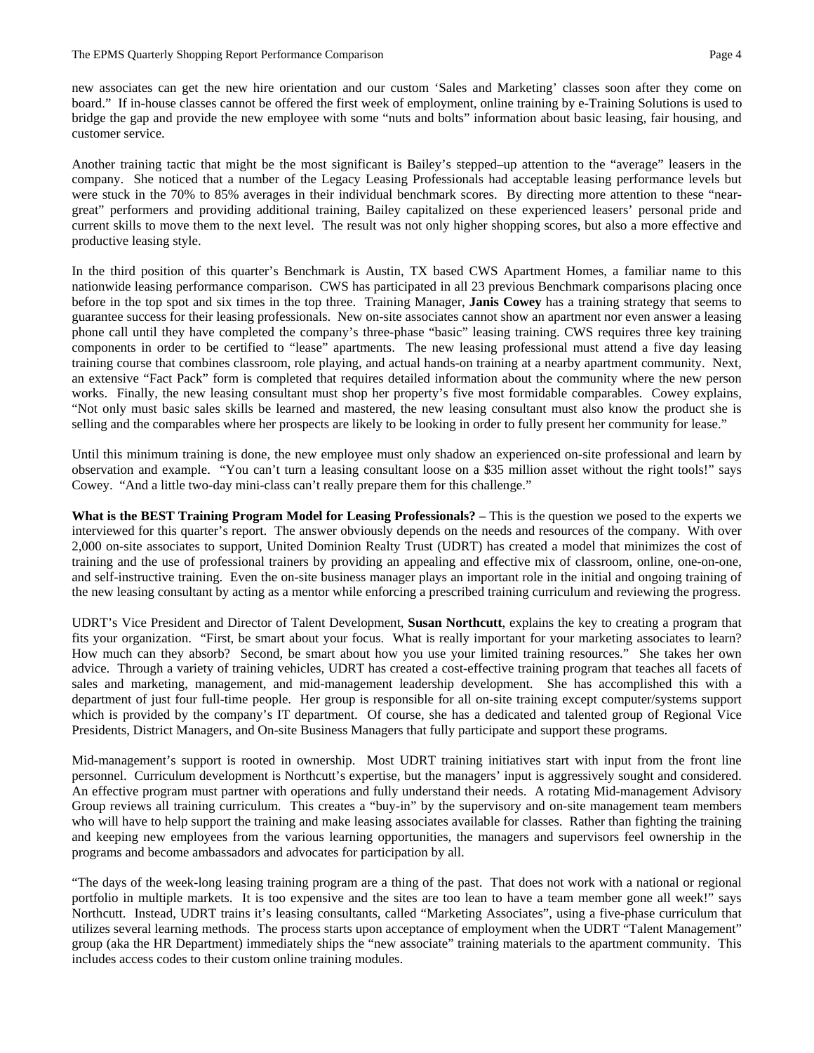new associates can get the new hire orientation and our custom 'Sales and Marketing' classes soon after they come on board." If in-house classes cannot be offered the first week of employment, online training by e-Training Solutions is used to bridge the gap and provide the new employee with some "nuts and bolts" information about basic leasing, fair housing, and customer service.

Another training tactic that might be the most significant is Bailey's stepped–up attention to the "average" leasers in the company. She noticed that a number of the Legacy Leasing Professionals had acceptable leasing performance levels but were stuck in the 70% to 85% averages in their individual benchmark scores. By directing more attention to these "near-great" performers and providing additional training, Bailey capitalized on these experienced leasers' personal pride and current skills to move them to the next level. The result was not only higher shopping scores, but also a more effective and productive leasing style.

In the third position of this quarter's Benchmark is Austin, TX based CWS Apartment Homes, a familiar name to this nationwide leasing performance comparison. CWS has participated in all 23 previous Benchmark comparisons placing once before in the top spot and six times in the top three. Training Manager, **Janis Cowey** has a training strategy that seems to guarantee success for their leasing professionals. New on-site associates cannot show an apartment nor even answer a leasing phone call until they have completed the company's three-phase "basic" leasing training. CWS requires three key training components in order to be certified to "lease" apartments. The new leasing professional must attend a five day leasing training course that combines classroom, role playing, and actual hands-on training at a nearby apartment community. Next, an extensive "Fact Pack" form is completed that requires detailed information about the community where the new person works. Finally, the new leasing consultant must shop her property's five most formidable comparables. Cowey explains, "Not only must basic sales skills be learned and mastered, the new leasing consultant must also know the product she is selling and the comparables where her prospects are likely to be looking in order to fully present her community for lease."

Until this minimum training is done, the new employee must only shadow an experienced on-site professional and learn by observation and example. "You can't turn a leasing consultant loose on a $35 million asset without the right tools!" says Cowey. "And a little two-day mini-class can't really prepare them for this challenge."

**What is the BEST Training Program Model for Leasing Professionals? –** This is the question we posed to the experts we interviewed for this quarter's report. The answer obviously depends on the needs and resources of the company. With over 2,000 on-site associates to support, United Dominion Realty Trust (UDRT) has created a model that minimizes the cost of training and the use of professional trainers by providing an appealing and effective mix of classroom, online, one-on-one, and self-instructive training. Even the on-site business manager plays an important role in the initial and ongoing training of the new leasing consultant by acting as a mentor while enforcing a prescribed training curriculum and reviewing the progress.

UDRT's Vice President and Director of Talent Development, **Susan Northcutt**, explains the key to creating a program that fits your organization. "First, be smart about your focus. What is really important for your marketing associates to learn? How much can they absorb? Second, be smart about how you use your limited training resources." She takes her own advice. Through a variety of training vehicles, UDRT has created a cost-effective training program that teaches all facets of sales and marketing, management, and mid-management leadership development. She has accomplished this with a department of just four full-time people. Her group is responsible for all on-site training except computer/systems support which is provided by the company's IT department. Of course, she has a dedicated and talented group of Regional Vice Presidents, District Managers, and On-site Business Managers that fully participate and support these programs.

Mid-management's support is rooted in ownership. Most UDRT training initiatives start with input from the front line personnel. Curriculum development is Northcutt's expertise, but the managers' input is aggressively sought and considered. An effective program must partner with operations and fully understand their needs. A rotating Mid-management Advisory Group reviews all training curriculum. This creates a "buy-in" by the supervisory and on-site management team members who will have to help support the training and make leasing associates available for classes. Rather than fighting the training and keeping new employees from the various learning opportunities, the managers and supervisors feel ownership in the programs and become ambassadors and advocates for participation by all.

"The days of the week-long leasing training program are a thing of the past. That does not work with a national or regional portfolio in multiple markets. It is too expensive and the sites are too lean to have a team member gone all week!" says Northcutt. Instead, UDRT trains it's leasing consultants, called "Marketing Associates", using a five-phase curriculum that utilizes several learning methods. The process starts upon acceptance of employment when the UDRT "Talent Management" group (aka the HR Department) immediately ships the "new associate" training materials to the apartment community. This includes access codes to their custom online training modules.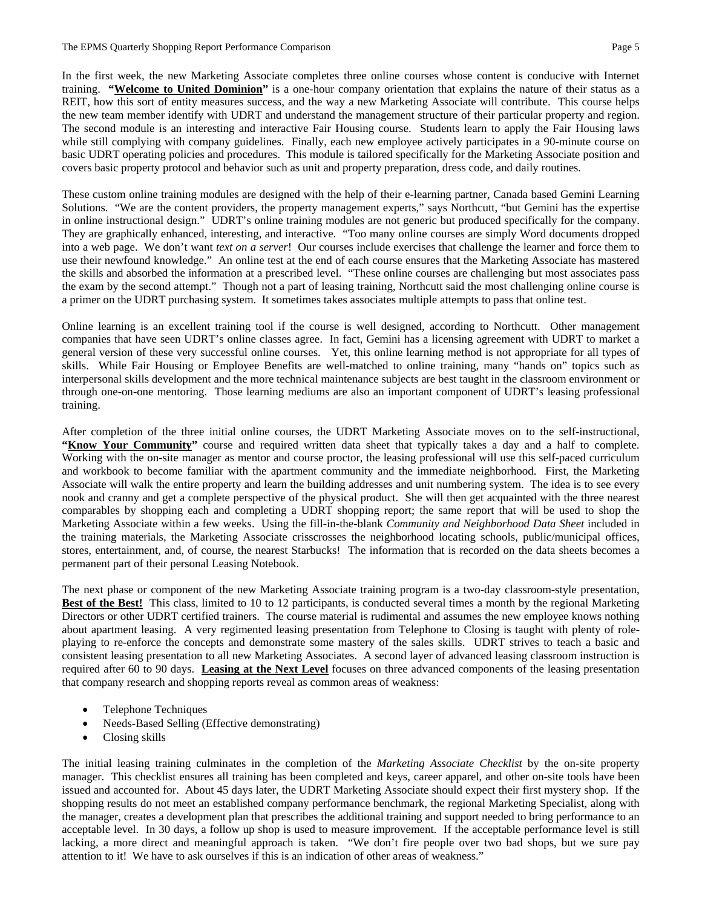In the first week, the new Marketing Associate completes three online courses whose content is conducive with Internet training. **"Welcome to United Dominion"** is a one-hour company orientation that explains the nature of their status as a REIT, how this sort of entity measures success, and the way a new Marketing Associate will contribute. This course helps the new team member identify with UDRT and understand the management structure of their particular property and region. The second module is an interesting and interactive Fair Housing course. Students learn to apply the Fair Housing laws while still complying with company guidelines. Finally, each new employee actively participates in a 90-minute course on basic UDRT operating policies and procedures. This module is tailored specifically for the Marketing Associate position and covers basic property protocol and behavior such as unit and property preparation, dress code, and daily routines.

These custom online training modules are designed with the help of their e-learning partner, Canada based Gemini Learning Solutions. "We are the content providers, the property management experts," says Northcutt, "but Gemini has the expertise in online instructional design." UDRT's online training modules are not generic but produced specifically for the company. They are graphically enhanced, interesting, and interactive. "Too many online courses are simply Word documents dropped into a web page. We don't want *text on a server*! Our courses include exercises that challenge the learner and force them to use their newfound knowledge." An online test at the end of each course ensures that the Marketing Associate has mastered the skills and absorbed the information at a prescribed level. "These online courses are challenging but most associates pass the exam by the second attempt." Though not a part of leasing training, Northcutt said the most challenging online course is a primer on the UDRT purchasing system. It sometimes takes associates multiple attempts to pass that online test.

Online learning is an excellent training tool if the course is well designed, according to Northcutt. Other management companies that have seen UDRT's online classes agree. In fact, Gemini has a licensing agreement with UDRT to market a general version of these very successful online courses. Yet, this online learning method is not appropriate for all types of skills. While Fair Housing or Employee Benefits are well-matched to online training, many "hands on" topics such as interpersonal skills development and the more technical maintenance subjects are best taught in the classroom environment or through one-on-one mentoring. Those learning mediums are also an important component of UDRT's leasing professional training.

After completion of the three initial online courses, the UDRT Marketing Associate moves on to the self-instructional, **"Know Your Community"** course and required written data sheet that typically takes a day and a half to complete. Working with the on-site manager as mentor and course proctor, the leasing professional will use this self-paced curriculum and workbook to become familiar with the apartment community and the immediate neighborhood. First, the Marketing Associate will walk the entire property and learn the building addresses and unit numbering system. The idea is to see every nook and cranny and get a complete perspective of the physical product. She will then get acquainted with the three nearest comparables by shopping each and completing a UDRT shopping report; the same report that will be used to shop the Marketing Associate within a few weeks. Using the fill-in-the-blank *Community and Neighborhood Data Sheet* included in the training materials, the Marketing Associate crisscrosses the neighborhood locating schools, public/municipal offices, stores, entertainment, and, of course, the nearest Starbucks! The information that is recorded on the data sheets becomes a permanent part of their personal Leasing Notebook.

The next phase or component of the new Marketing Associate training program is a two-day classroom-style presentation, **Best of the Best!** This class, limited to 10 to 12 participants, is conducted several times a month by the regional Marketing Directors or other UDRT certified trainers. The course material is rudimental and assumes the new employee knows nothing about apartment leasing. A very regimented leasing presentation from Telephone to Closing is taught with plenty of role-playing to re-enforce the concepts and demonstrate some mastery of the sales skills. UDRT strives to teach a basic and consistent leasing presentation to all new Marketing Associates. A second layer of advanced leasing classroom instruction is required after 60 to 90 days. **Leasing at the Next Level** focuses on three advanced components of the leasing presentation that company research and shopping reports reveal as common areas of weakness:

- Telephone Techniques
- Needs-Based Selling (Effective demonstrating)
- Closing skills

The initial leasing training culminates in the completion of the *Marketing Associate Checklist* by the on-site property manager. This checklist ensures all training has been completed and keys, career apparel, and other on-site tools have been issued and accounted for. About 45 days later, the UDRT Marketing Associate should expect their first mystery shop. If the shopping results do not meet an established company performance benchmark, the regional Marketing Specialist, along with the manager, creates a development plan that prescribes the additional training and support needed to bring performance to an acceptable level. In 30 days, a follow up shop is used to measure improvement. If the acceptable performance level is still lacking, a more direct and meaningful approach is taken. "We don't fire people over two bad shops, but we sure pay attention to it! We have to ask ourselves if this is an indication of other areas of weakness."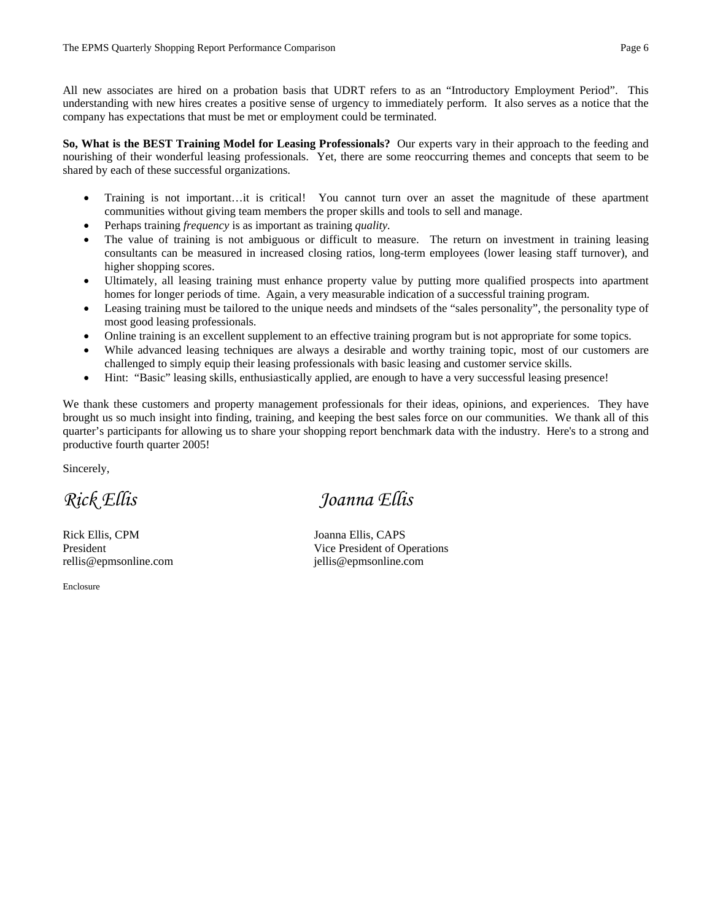All new associates are hired on a probation basis that UDRT refers to as an "Introductory Employment Period". This understanding with new hires creates a positive sense of urgency to immediately perform. It also serves as a notice that the company has expectations that must be met or employment could be terminated.

**So, What is the BEST Training Model for Leasing Professionals?** Our experts vary in their approach to the feeding and nourishing of their wonderful leasing professionals. Yet, there are some reoccurring themes and concepts that seem to be shared by each of these successful organizations.

- Training is not important…it is critical! You cannot turn over an asset the magnitude of these apartment communities without giving team members the proper skills and tools to sell and manage.
- Perhaps training *frequency* is as important as training *quality*.
- The value of training is not ambiguous or difficult to measure. The return on investment in training leasing consultants can be measured in increased closing ratios, long-term employees (lower leasing staff turnover), and higher shopping scores.
- Ultimately, all leasing training must enhance property value by putting more qualified prospects into apartment homes for longer periods of time. Again, a very measurable indication of a successful training program.
- Leasing training must be tailored to the unique needs and mindsets of the "sales personality", the personality type of most good leasing professionals.
- Online training is an excellent supplement to an effective training program but is not appropriate for some topics.
- While advanced leasing techniques are always a desirable and worthy training topic, most of our customers are challenged to simply equip their leasing professionals with basic leasing and customer service skills.
- Hint: "Basic" leasing skills, enthusiastically applied, are enough to have a very successful leasing presence!

We thank these customers and property management professionals for their ideas, opinions, and experiences. They have brought us so much insight into finding, training, and keeping the best sales force on our communities. We thank all of this quarter's participants for allowing us to share your shopping report benchmark data with the industry. Here's to a strong and productive fourth quarter 2005!

Sincerely,

*Rick Ellis* *Joanna Ellis*

Rick Ellis, CPM
President
rellis@epmsonline.com

Joanna Ellis, CAPS
Vice President of Operations
jellis@epmsonline.com

Enclosure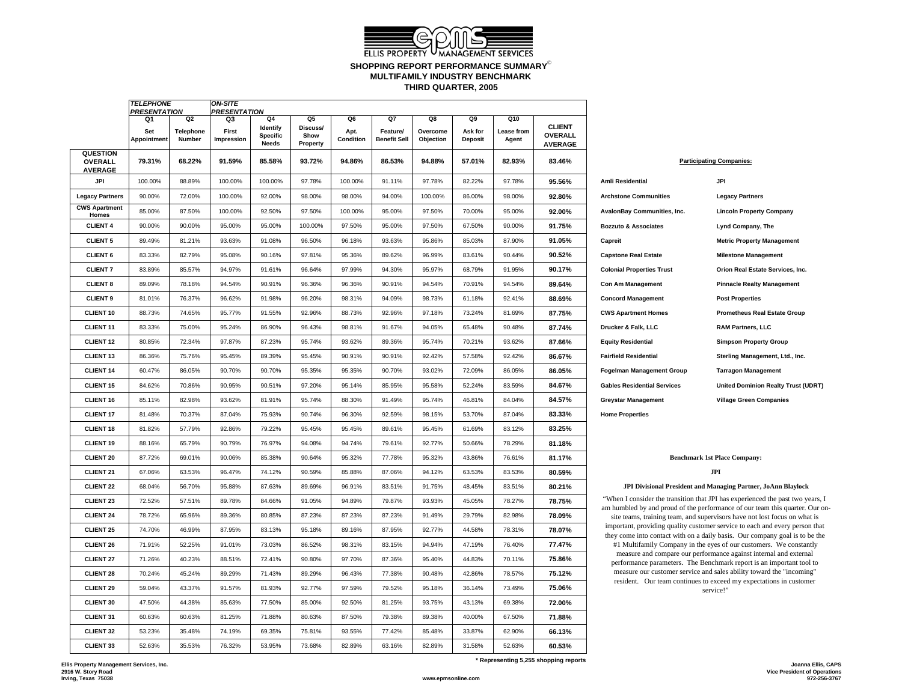# SHOPPING REPORT PERFORMANCE SUMMARY©

## MULTIFAMILY INDUSTRY BENCHMARK

### THIRD QUARTER, 2005

| | *TELEPHONE PRESENTATION* | | *ON-SITE PRESENTATION* | | | | | | | | |
|---|---|---|---|---|---|---|---|---|---|---|---|
| | Q1 Set Appointment | Q2 Telephone Number | Q3 First Impression | Q4 Identify Specific Needs | Q5 Discuss/ Show Property | Q6 Apt. Condition | Q7 Feature/ Benefit Sell | Q8 Overcome Objection | Q9 Ask for Deposit | Q10 Lease from Agent | CLIENT OVERALL AVERAGE |
| **QUESTION OVERALL AVERAGE** | **79.31%** | **68.22%** | **91.59%** | **85.58%** | **93.72%** | **94.86%** | **86.53%** | **94.88%** | **57.01%** | **82.93%** | **83.46%** |
| **JPI** | 100.00% | 88.89% | 100.00% | 100.00% | 97.78% | 100.00% | 91.11% | 97.78% | 82.22% | 97.78% | **95.56%** |
| **Legacy Partners** | 90.00% | 72.00% | 100.00% | 92.00% | 98.00% | 98.00% | 94.00% | 100.00% | 86.00% | 98.00% | **92.80%** |
| **CWS Apartment Homes** | 85.00% | 87.50% | 100.00% | 92.50% | 97.50% | 100.00% | 95.00% | 97.50% | 70.00% | 95.00% | **92.00%** |
| **CLIENT 4** | 90.00% | 90.00% | 95.00% | 95.00% | 100.00% | 97.50% | 95.00% | 97.50% | 67.50% | 90.00% | **91.75%** |
| **CLIENT 5** | 89.49% | 81.21% | 93.63% | 91.08% | 96.50% | 96.18% | 93.63% | 95.86% | 85.03% | 87.90% | **91.05%** |
| **CLIENT 6** | 83.33% | 82.79% | 95.08% | 90.16% | 97.81% | 95.36% | 89.62% | 96.99% | 83.61% | 90.44% | **90.52%** |
| **CLIENT 7** | 83.89% | 85.57% | 94.97% | 91.61% | 96.64% | 97.99% | 94.30% | 95.97% | 68.79% | 91.95% | **90.17%** |
| **CLIENT 8** | 89.09% | 78.18% | 94.54% | 90.91% | 96.36% | 96.36% | 90.91% | 94.54% | 70.91% | 94.54% | **89.64%** |
| **CLIENT 9** | 81.01% | 76.37% | 96.62% | 91.98% | 96.20% | 98.31% | 94.09% | 98.73% | 61.18% | 92.41% | **88.69%** |
| **CLIENT 10** | 88.73% | 74.65% | 95.77% | 91.55% | 92.96% | 88.73% | 92.96% | 97.18% | 73.24% | 81.69% | **87.75%** |
| **CLIENT 11** | 83.33% | 75.00% | 95.24% | 86.90% | 96.43% | 98.81% | 91.67% | 94.05% | 65.48% | 90.48% | **87.74%** |
| **CLIENT 12** | 80.85% | 72.34% | 97.87% | 87.23% | 95.74% | 93.62% | 89.36% | 95.74% | 70.21% | 93.62% | **87.66%** |
| **CLIENT 13** | 86.36% | 75.76% | 95.45% | 89.39% | 95.45% | 90.91% | 90.91% | 92.42% | 57.58% | 92.42% | **86.67%** |
| **CLIENT 14** | 60.47% | 86.05% | 90.70% | 90.70% | 95.35% | 95.35% | 90.70% | 93.02% | 72.09% | 86.05% | **86.05%** |
| **CLIENT 15** | 84.62% | 70.86% | 90.95% | 90.51% | 97.20% | 95.14% | 85.95% | 95.58% | 52.24% | 83.59% | **84.67%** |
| **CLIENT 16** | 85.11% | 82.98% | 93.62% | 81.91% | 95.74% | 88.30% | 91.49% | 95.74% | 46.81% | 84.04% | **84.57%** |
| **CLIENT 17** | 81.48% | 70.37% | 87.04% | 75.93% | 90.74% | 96.30% | 92.59% | 98.15% | 53.70% | 87.04% | **83.33%** |
| **CLIENT 18** | 81.82% | 57.79% | 92.86% | 79.22% | 95.45% | 95.45% | 89.61% | 95.45% | 61.69% | 83.12% | **83.25%** |
| **CLIENT 19** | 88.16% | 65.79% | 90.79% | 76.97% | 94.08% | 94.74% | 79.61% | 92.77% | 50.66% | 78.29% | **81.18%** |
| **CLIENT 20** | 87.72% | 69.01% | 90.06% | 85.38% | 90.64% | 95.32% | 77.78% | 95.32% | 43.86% | 76.61% | **81.17%** |
| **CLIENT 21** | 67.06% | 63.53% | 96.47% | 74.12% | 90.59% | 85.88% | 87.06% | 94.12% | 63.53% | 83.53% | **80.59%** |
| **CLIENT 22** | 68.04% | 56.70% | 95.88% | 87.63% | 89.69% | 96.91% | 83.51% | 91.75% | 48.45% | 83.51% | **80.21%** |
| **CLIENT 23** | 72.52% | 57.51% | 89.78% | 84.66% | 91.05% | 94.89% | 79.87% | 93.93% | 45.05% | 78.27% | **78.75%** |
| **CLIENT 24** | 78.72% | 65.96% | 89.36% | 80.85% | 87.23% | 87.23% | 87.23% | 91.49% | 29.79% | 82.98% | **78.09%** |
| **CLIENT 25** | 74.70% | 46.99% | 87.95% | 83.13% | 95.18% | 89.16% | 87.95% | 92.77% | 44.58% | 78.31% | **78.07%** |
| **CLIENT 26** | 71.91% | 52.25% | 91.01% | 73.03% | 86.52% | 98.31% | 83.15% | 94.94% | 47.19% | 76.40% | **77.47%** |
| **CLIENT 27** | 71.26% | 40.23% | 88.51% | 72.41% | 90.80% | 97.70% | 87.36% | 95.40% | 44.83% | 70.11% | **75.86%** |
| **CLIENT 28** | 70.24% | 45.24% | 89.29% | 71.43% | 89.29% | 96.43% | 77.38% | 90.48% | 42.86% | 78.57% | **75.12%** |
| **CLIENT 29** | 59.04% | 43.37% | 91.57% | 81.93% | 92.77% | 97.59% | 79.52% | 95.18% | 36.14% | 73.49% | **75.06%** |
| **CLIENT 30** | 47.50% | 44.38% | 85.63% | 77.50% | 85.00% | 92.50% | 81.25% | 93.75% | 43.13% | 69.38% | **72.00%** |
| **CLIENT 31** | 60.63% | 60.63% | 81.25% | 71.88% | 80.63% | 87.50% | 79.38% | 89.38% | 40.00% | 67.50% | **71.88%** |
| **CLIENT 32** | 53.23% | 35.48% | 74.19% | 69.35% | 75.81% | 93.55% | 77.42% | 85.48% | 33.87% | 62.90% | **66.13%** |
| **CLIENT 33** | 52.63% | 35.53% | 76.32% | 53.95% | 73.68% | 82.89% | 63.16% | 82.89% | 31.58% | 52.63% | **60.53%** |

**\* Representing 5,255 shopping reports**

**Participating Companies:**

| | |
|---|---|
| **Amli Residential** | **JPI** |
| **Archstone Communities** | **Legacy Partners** |
| **AvalonBay Communities, Inc.** | **Lincoln Property Company** |
| **Bozzuto & Associates** | **Lynd Company, The** |
| **Capreit** | **Metric Property Management** |
| **Capstone Real Estate** | **Milestone Management** |
| **Colonial Properties Trust** | **Orion Real Estate Services, Inc.** |
| **Con Am Management** | **Pinnacle Realty Management** |
| **Concord Management** | **Post Properties** |
| **CWS Apartment Homes** | **Prometheus Real Estate Group** |
| **Drucker & Falk, LLC** | **RAM Partners, LLC** |
| **Equity Residential** | **Simpson Property Group** |
| **Fairfield Residential** | **Sterling Management, Ltd., Inc.** |
| **Fogelman Management Group** | **Tarragon Management** |
| **Gables Residential Services** | **United Dominion Realty Trust (UDRT)** |
| **Greystar Management** | **Village Green Companies** |
| **Home Properties** | |

**Benchmark 1st Place Company:**

**JPI**

**JPI Divisional President and Managing Partner, JoAnn Blaylock**

"When I consider the transition that JPI has experienced the past two years, I am humbled by and proud of the performance of our team this quarter. Our on-site teams, training team, and supervisors have not lost focus on what is important, providing quality customer service to each and every person that they come into contact with on a daily basis. Our company goal is to be the #1 Multifamily Company in the eyes of our customers. We constantly measure and compare our performance against internal and external performance parameters. The Benchmark report is an important tool to measure our customer service and sales ability toward the "incoming" resident. Our team continues to exceed my expectations in customer service!"

**Ellis Property Management Services, Inc.**
**2916 W. Story Road**
**Irving, Texas 75038**

**www.epmsonline.com**

**Joanna Ellis, CAPS**
**Vice President of Operations**
**972-256-3767**